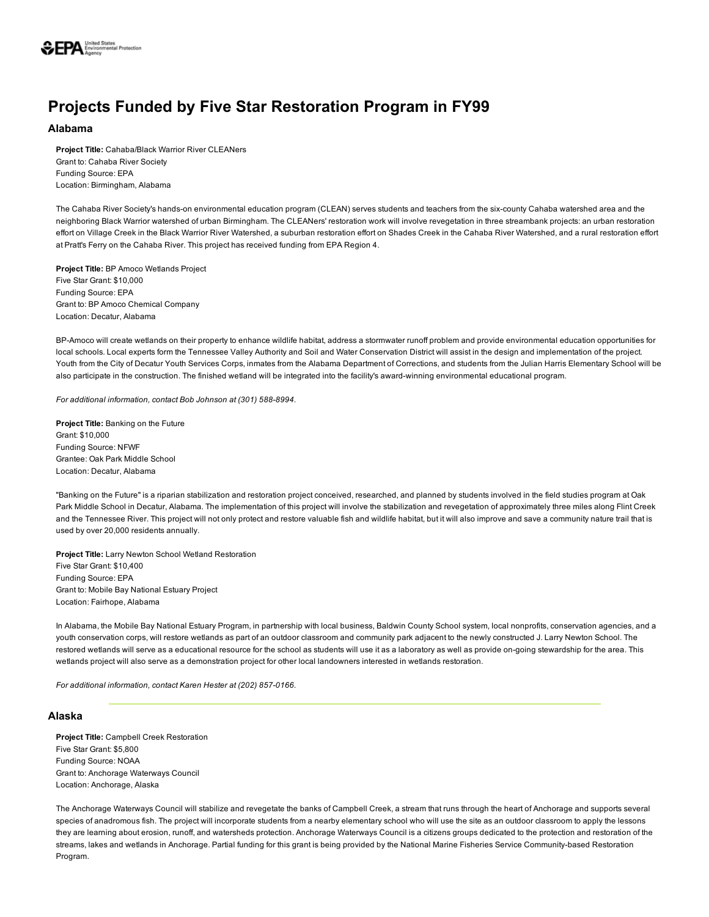# Projects Funded by Five Star Restoration Program in FY99

## Alabama

**Project Title:** Cahaba/Black Warrior River CLEANers
Grant to: Cahaba River Society
Funding Source: EPA
Location: Birmingham, Alabama

The Cahaba River Society's hands-on environmental education program (CLEAN) serves students and teachers from the six-county Cahaba watershed area and the neighboring Black Warrior watershed of urban Birmingham. The CLEANers' restoration work will involve revegetation in three streambank projects: an urban restoration effort on Village Creek in the Black Warrior River Watershed, a suburban restoration effort on Shades Creek in the Cahaba River Watershed, and a rural restoration effort at Pratt's Ferry on the Cahaba River. This project has received funding from EPA Region 4.

**Project Title:** BP Amoco Wetlands Project
Five Star Grant: $10,000
Funding Source: EPA
Grant to: BP Amoco Chemical Company
Location: Decatur, Alabama

BP-Amoco will create wetlands on their property to enhance wildlife habitat, address a stormwater runoff problem and provide environmental education opportunities for local schools. Local experts form the Tennessee Valley Authority and Soil and Water Conservation District will assist in the design and implementation of the project. Youth from the City of Decatur Youth Services Corps, inmates from the Alabama Department of Corrections, and students from the Julian Harris Elementary School will be also participate in the construction. The finished wetland will be integrated into the facility's award-winning environmental educational program.

*For additional information, contact Bob Johnson at (301) 588-8994.*

**Project Title:** Banking on the Future
Grant: $10,000
Funding Source: NFWF
Grantee: Oak Park Middle School
Location: Decatur, Alabama

"Banking on the Future" is a riparian stabilization and restoration project conceived, researched, and planned by students involved in the field studies program at Oak Park Middle School in Decatur, Alabama. The implementation of this project will involve the stabilization and revegetation of approximately three miles along Flint Creek and the Tennessee River. This project will not only protect and restore valuable fish and wildlife habitat, but it will also improve and save a community nature trail that is used by over 20,000 residents annually.

**Project Title:** Larry Newton School Wetland Restoration
Five Star Grant: $10,400
Funding Source: EPA
Grant to: Mobile Bay National Estuary Project
Location: Fairhope, Alabama

In Alabama, the Mobile Bay National Estuary Program, in partnership with local business, Baldwin County School system, local nonprofits, conservation agencies, and a youth conservation corps, will restore wetlands as part of an outdoor classroom and community park adjacent to the newly constructed J. Larry Newton School. The restored wetlands will serve as a educational resource for the school as students will use it as a laboratory as well as provide on-going stewardship for the area. This wetlands project will also serve as a demonstration project for other local landowners interested in wetlands restoration.

*For additional information, contact Karen Hester at (202) 857-0166.*

## Alaska

**Project Title:** Campbell Creek Restoration
Five Star Grant: $5,800
Funding Source: NOAA
Grant to: Anchorage Waterways Council
Location: Anchorage, Alaska

The Anchorage Waterways Council will stabilize and revegetate the banks of Campbell Creek, a stream that runs through the heart of Anchorage and supports several species of anadromous fish. The project will incorporate students from a nearby elementary school who will use the site as an outdoor classroom to apply the lessons they are learning about erosion, runoff, and watersheds protection. Anchorage Waterways Council is a citizens groups dedicated to the protection and restoration of the streams, lakes and wetlands in Anchorage. Partial funding for this grant is being provided by the National Marine Fisheries Service Community-based Restoration Program.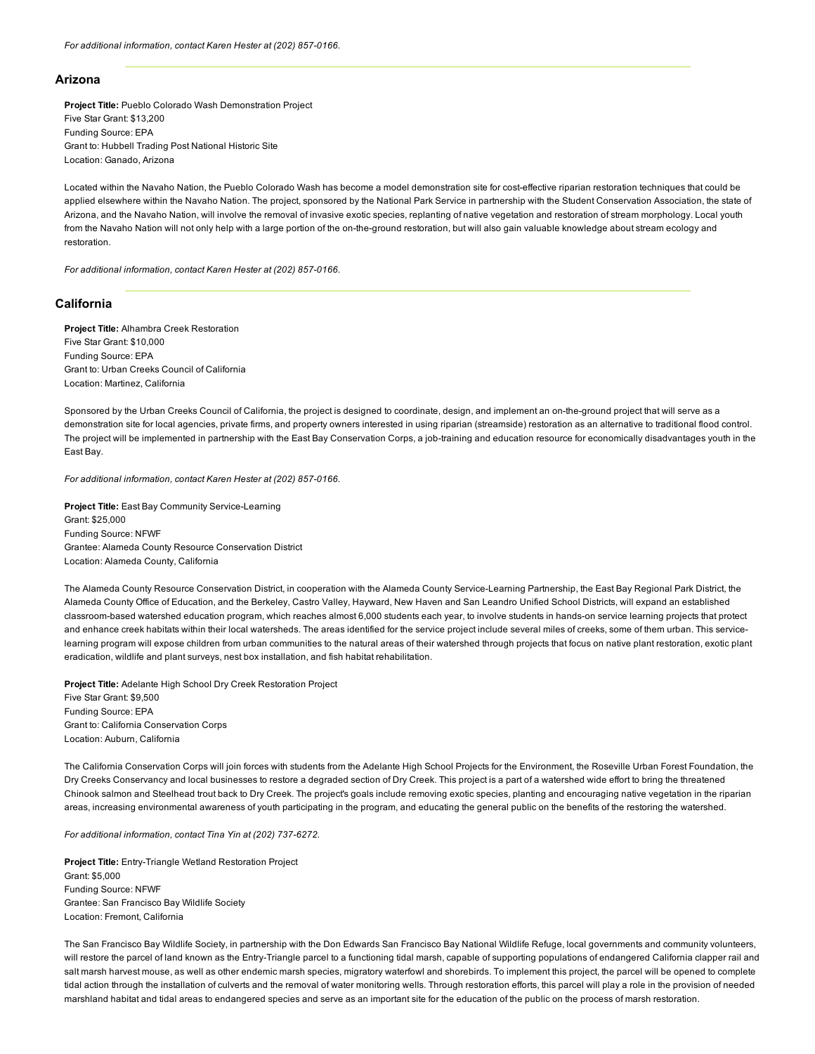*For additional information, contact Karen Hester at (202) 857-0166.*

## Arizona

**Project Title:** Pueblo Colorado Wash Demonstration Project
Five Star Grant: $13,200
Funding Source: EPA
Grant to: Hubbell Trading Post National Historic Site
Location: Ganado, Arizona

Located within the Navaho Nation, the Pueblo Colorado Wash has become a model demonstration site for cost-effective riparian restoration techniques that could be applied elsewhere within the Navaho Nation. The project, sponsored by the National Park Service in partnership with the Student Conservation Association, the state of Arizona, and the Navaho Nation, will involve the removal of invasive exotic species, replanting of native vegetation and restoration of stream morphology. Local youth from the Navaho Nation will not only help with a large portion of the on-the-ground restoration, but will also gain valuable knowledge about stream ecology and restoration.

*For additional information, contact Karen Hester at (202) 857-0166.*

## California

**Project Title:** Alhambra Creek Restoration
Five Star Grant: $10,000
Funding Source: EPA
Grant to: Urban Creeks Council of California
Location: Martinez, California

Sponsored by the Urban Creeks Council of California, the project is designed to coordinate, design, and implement an on-the-ground project that will serve as a demonstration site for local agencies, private firms, and property owners interested in using riparian (streamside) restoration as an alternative to traditional flood control. The project will be implemented in partnership with the East Bay Conservation Corps, a job-training and education resource for economically disadvantages youth in the East Bay.

*For additional information, contact Karen Hester at (202) 857-0166.*

**Project Title:** East Bay Community Service-Learning
Grant: $25,000
Funding Source: NFWF
Grantee: Alameda County Resource Conservation District
Location: Alameda County, California

The Alameda County Resource Conservation District, in cooperation with the Alameda County Service-Learning Partnership, the East Bay Regional Park District, the Alameda County Office of Education, and the Berkeley, Castro Valley, Hayward, New Haven and San Leandro Unified School Districts, will expand an established classroom-based watershed education program, which reaches almost 6,000 students each year, to involve students in hands-on service learning projects that protect and enhance creek habitats within their local watersheds. The areas identified for the service project include several miles of creeks, some of them urban. This service-learning program will expose children from urban communities to the natural areas of their watershed through projects that focus on native plant restoration, exotic plant eradication, wildlife and plant surveys, nest box installation, and fish habitat rehabilitation.

**Project Title:** Adelante High School Dry Creek Restoration Project
Five Star Grant: $9,500
Funding Source: EPA
Grant to: California Conservation Corps
Location: Auburn, California

The California Conservation Corps will join forces with students from the Adelante High School Projects for the Environment, the Roseville Urban Forest Foundation, the Dry Creeks Conservancy and local businesses to restore a degraded section of Dry Creek. This project is a part of a watershed wide effort to bring the threatened Chinook salmon and Steelhead trout back to Dry Creek. The project's goals include removing exotic species, planting and encouraging native vegetation in the riparian areas, increasing environmental awareness of youth participating in the program, and educating the general public on the benefits of the restoring the watershed.

*For additional information, contact Tina Yin at (202) 737-6272.*

**Project Title:** Entry-Triangle Wetland Restoration Project
Grant: $5,000
Funding Source: NFWF
Grantee: San Francisco Bay Wildlife Society
Location: Fremont, California

The San Francisco Bay Wildlife Society, in partnership with the Don Edwards San Francisco Bay National Wildlife Refuge, local governments and community volunteers, will restore the parcel of land known as the Entry-Triangle parcel to a functioning tidal marsh, capable of supporting populations of endangered California clapper rail and salt marsh harvest mouse, as well as other endemic marsh species, migratory waterfowl and shorebirds. To implement this project, the parcel will be opened to complete tidal action through the installation of culverts and the removal of water monitoring wells. Through restoration efforts, this parcel will play a role in the provision of needed marshland habitat and tidal areas to endangered species and serve as an important site for the education of the public on the process of marsh restoration.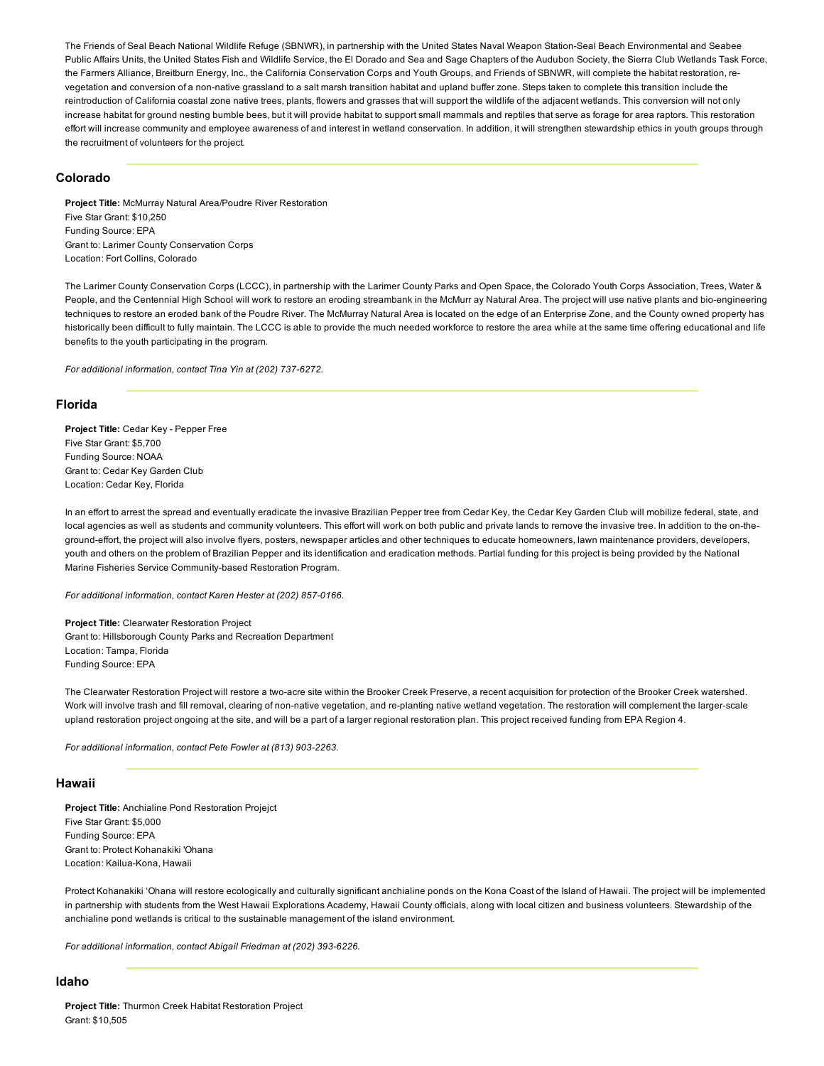The Friends of Seal Beach National Wildlife Refuge (SBNWR), in partnership with the United States Naval Weapon Station-Seal Beach Environmental and Seabee Public Affairs Units, the United States Fish and Wildlife Service, the El Dorado and Sea and Sage Chapters of the Audubon Society, the Sierra Club Wetlands Task Force, the Farmers Alliance, Breitburn Energy, Inc., the California Conservation Corps and Youth Groups, and Friends of SBNWR, will complete the habitat restoration, re-vegetation and conversion of a non-native grassland to a salt marsh transition habitat and upland buffer zone. Steps taken to complete this transition include the reintroduction of California coastal zone native trees, plants, flowers and grasses that will support the wildlife of the adjacent wetlands. This conversion will not only increase habitat for ground nesting bumble bees, but it will provide habitat to support small mammals and reptiles that serve as forage for area raptors. This restoration effort will increase community and employee awareness of and interest in wetland conservation. In addition, it will strengthen stewardship ethics in youth groups through the recruitment of volunteers for the project.

## Colorado

**Project Title:** McMurray Natural Area/Poudre River Restoration
Five Star Grant: $10,250
Funding Source: EPA
Grant to: Larimer County Conservation Corps
Location: Fort Collins, Colorado

The Larimer County Conservation Corps (LCCC), in partnership with the Larimer County Parks and Open Space, the Colorado Youth Corps Association, Trees, Water & People, and the Centennial High School will work to restore an eroding streambank in the McMurr ay Natural Area. The project will use native plants and bio-engineering techniques to restore an eroded bank of the Poudre River. The McMurray Natural Area is located on the edge of an Enterprise Zone, and the County owned property has historically been difficult to fully maintain. The LCCC is able to provide the much needed workforce to restore the area while at the same time offering educational and life benefits to the youth participating in the program.

*For additional information, contact Tina Yin at (202) 737-6272.*

## Florida

**Project Title:** Cedar Key - Pepper Free
Five Star Grant: $5,700
Funding Source: NOAA
Grant to: Cedar Key Garden Club
Location: Cedar Key, Florida

In an effort to arrest the spread and eventually eradicate the invasive Brazilian Pepper tree from Cedar Key, the Cedar Key Garden Club will mobilize federal, state, and local agencies as well as students and community volunteers. This effort will work on both public and private lands to remove the invasive tree. In addition to the on-the-ground-effort, the project will also involve flyers, posters, newspaper articles and other techniques to educate homeowners, lawn maintenance providers, developers, youth and others on the problem of Brazilian Pepper and its identification and eradication methods. Partial funding for this project is being provided by the National Marine Fisheries Service Community-based Restoration Program.

*For additional information, contact Karen Hester at (202) 857-0166.*

**Project Title:** Clearwater Restoration Project
Grant to: Hillsborough County Parks and Recreation Department
Location: Tampa, Florida
Funding Source: EPA

The Clearwater Restoration Project will restore a two-acre site within the Brooker Creek Preserve, a recent acquisition for protection of the Brooker Creek watershed. Work will involve trash and fill removal, clearing of non-native vegetation, and re-planting native wetland vegetation. The restoration will complement the larger-scale upland restoration project ongoing at the site, and will be a part of a larger regional restoration plan. This project received funding from EPA Region 4.

*For additional information, contact Pete Fowler at (813) 903-2263.*

## Hawaii

**Project Title:** Anchialine Pond Restoration Projejct
Five Star Grant: $5,000
Funding Source: EPA
Grant to: Protect Kohanakiki 'Ohana
Location: Kailua-Kona, Hawaii

Protect Kohanakiki 'Ohana will restore ecologically and culturally significant anchialine ponds on the Kona Coast of the Island of Hawaii. The project will be implemented in partnership with students from the West Hawaii Explorations Academy, Hawaii County officials, along with local citizen and business volunteers. Stewardship of the anchialine pond wetlands is critical to the sustainable management of the island environment.

*For additional information, contact Abigail Friedman at (202) 393-6226.*

## Idaho

**Project Title:** Thurmon Creek Habitat Restoration Project
Grant: $10,505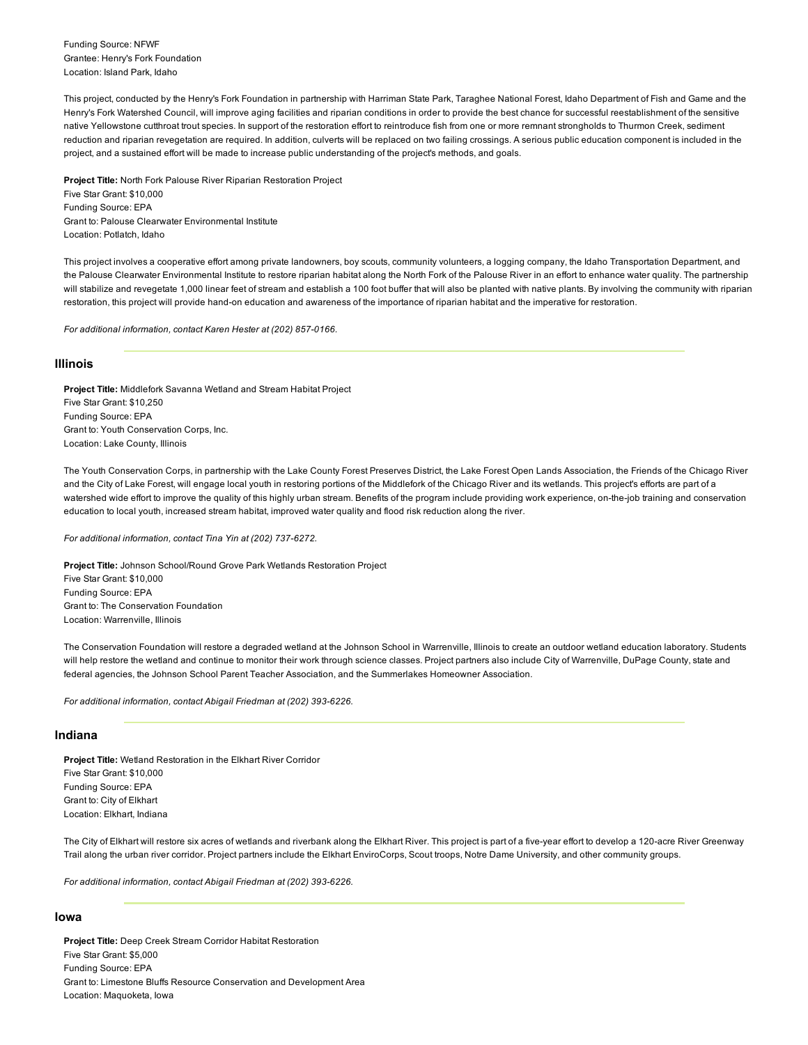Funding Source: NFWF
Grantee: Henry's Fork Foundation
Location: Island Park, Idaho

This project, conducted by the Henry's Fork Foundation in partnership with Harriman State Park, Taraghee National Forest, Idaho Department of Fish and Game and the Henry's Fork Watershed Council, will improve aging facilities and riparian conditions in order to provide the best chance for successful reestablishment of the sensitive native Yellowstone cutthroat trout species. In support of the restoration effort to reintroduce fish from one or more remnant strongholds to Thurmon Creek, sediment reduction and riparian revegetation are required. In addition, culverts will be replaced on two failing crossings. A serious public education component is included in the project, and a sustained effort will be made to increase public understanding of the project's methods, and goals.

**Project Title:** North Fork Palouse River Riparian Restoration Project
Five Star Grant: $10,000
Funding Source: EPA
Grant to: Palouse Clearwater Environmental Institute
Location: Potlatch, Idaho

This project involves a cooperative effort among private landowners, boy scouts, community volunteers, a logging company, the Idaho Transportation Department, and the Palouse Clearwater Environmental Institute to restore riparian habitat along the North Fork of the Palouse River in an effort to enhance water quality. The partnership will stabilize and revegetate 1,000 linear feet of stream and establish a 100 foot buffer that will also be planted with native plants. By involving the community with riparian restoration, this project will provide hand-on education and awareness of the importance of riparian habitat and the imperative for restoration.

*For additional information, contact Karen Hester at (202) 857-0166.*

## Illinois

**Project Title:** Middlefork Savanna Wetland and Stream Habitat Project
Five Star Grant: $10,250
Funding Source: EPA
Grant to: Youth Conservation Corps, Inc.
Location: Lake County, Illinois

The Youth Conservation Corps, in partnership with the Lake County Forest Preserves District, the Lake Forest Open Lands Association, the Friends of the Chicago River and the City of Lake Forest, will engage local youth in restoring portions of the Middlefork of the Chicago River and its wetlands. This project's efforts are part of a watershed wide effort to improve the quality of this highly urban stream. Benefits of the program include providing work experience, on-the-job training and conservation education to local youth, increased stream habitat, improved water quality and flood risk reduction along the river.

*For additional information, contact Tina Yin at (202) 737-6272.*

**Project Title:** Johnson School/Round Grove Park Wetlands Restoration Project
Five Star Grant: $10,000
Funding Source: EPA
Grant to: The Conservation Foundation
Location: Warrenville, Illinois

The Conservation Foundation will restore a degraded wetland at the Johnson School in Warrenville, Illinois to create an outdoor wetland education laboratory. Students will help restore the wetland and continue to monitor their work through science classes. Project partners also include City of Warrenville, DuPage County, state and federal agencies, the Johnson School Parent Teacher Association, and the Summerlakes Homeowner Association.

*For additional information, contact Abigail Friedman at (202) 393-6226.*

## Indiana

**Project Title:** Wetland Restoration in the Elkhart River Corridor
Five Star Grant: $10,000
Funding Source: EPA
Grant to: City of Elkhart
Location: Elkhart, Indiana

The City of Elkhart will restore six acres of wetlands and riverbank along the Elkhart River. This project is part of a five-year effort to develop a 120-acre River Greenway Trail along the urban river corridor. Project partners include the Elkhart EnviroCorps, Scout troops, Notre Dame University, and other community groups.

*For additional information, contact Abigail Friedman at (202) 393-6226.*

## Iowa

**Project Title:** Deep Creek Stream Corridor Habitat Restoration
Five Star Grant: $5,000
Funding Source: EPA
Grant to: Limestone Bluffs Resource Conservation and Development Area
Location: Maquoketa, Iowa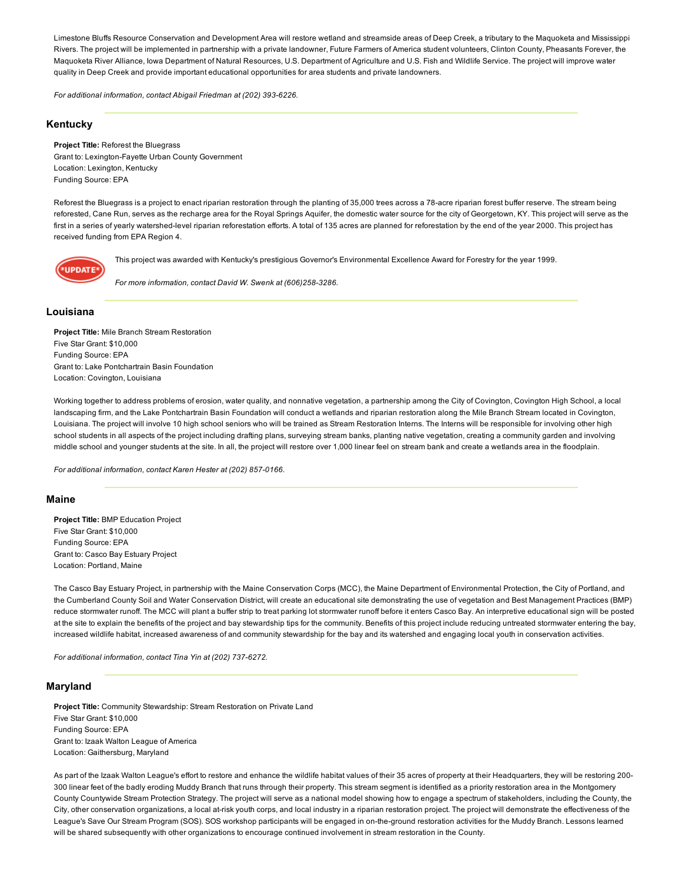Limestone Bluffs Resource Conservation and Development Area will restore wetland and streamside areas of Deep Creek, a tributary to the Maquoketa and Mississippi Rivers. The project will be implemented in partnership with a private landowner, Future Farmers of America student volunteers, Clinton County, Pheasants Forever, the Maquoketa River Alliance, Iowa Department of Natural Resources, U.S. Department of Agriculture and U.S. Fish and Wildlife Service. The project will improve water quality in Deep Creek and provide important educational opportunities for area students and private landowners.

*For additional information, contact Abigail Friedman at (202) 393-6226.*

## Kentucky

**Project Title:** Reforest the Bluegrass
Grant to: Lexington-Fayette Urban County Government
Location: Lexington, Kentucky
Funding Source: EPA

Reforest the Bluegrass is a project to enact riparian restoration through the planting of 35,000 trees across a 78-acre riparian forest buffer reserve. The stream being reforested, Cane Run, serves as the recharge area for the Royal Springs Aquifer, the domestic water source for the city of Georgetown, KY. This project will serve as the first in a series of yearly watershed-level riparian reforestation efforts. A total of 135 acres are planned for reforestation by the end of the year 2000. This project has received funding from EPA Region 4.

*UPDATE* This project was awarded with Kentucky's prestigious Governor's Environmental Excellence Award for Forestry for the year 1999.

*For more information, contact David W. Swenk at (606)258-3286.*

## Louisiana

**Project Title:** Mile Branch Stream Restoration
Five Star Grant: $10,000
Funding Source: EPA
Grant to: Lake Pontchartrain Basin Foundation
Location: Covington, Louisiana

Working together to address problems of erosion, water quality, and nonnative vegetation, a partnership among the City of Covington, Covington High School, a local landscaping firm, and the Lake Pontchartrain Basin Foundation will conduct a wetlands and riparian restoration along the Mile Branch Stream located in Covington, Louisiana. The project will involve 10 high school seniors who will be trained as Stream Restoration Interns. The Interns will be responsible for involving other high school students in all aspects of the project including drafting plans, surveying stream banks, planting native vegetation, creating a community garden and involving middle school and younger students at the site. In all, the project will restore over 1,000 linear feel on stream bank and create a wetlands area in the floodplain.

*For additional information, contact Karen Hester at (202) 857-0166.*

## Maine

**Project Title:** BMP Education Project
Five Star Grant: $10,000
Funding Source: EPA
Grant to: Casco Bay Estuary Project
Location: Portland, Maine

The Casco Bay Estuary Project, in partnership with the Maine Conservation Corps (MCC), the Maine Department of Environmental Protection, the City of Portland, and the Cumberland County Soil and Water Conservation District, will create an educational site demonstrating the use of vegetation and Best Management Practices (BMP) reduce stormwater runoff. The MCC will plant a buffer strip to treat parking lot stormwater runoff before it enters Casco Bay. An interpretive educational sign will be posted at the site to explain the benefits of the project and bay stewardship tips for the community. Benefits of this project include reducing untreated stormwater entering the bay, increased wildlife habitat, increased awareness of and community stewardship for the bay and its watershed and engaging local youth in conservation activities.

*For additional information, contact Tina Yin at (202) 737-6272.*

## Maryland

**Project Title:** Community Stewardship: Stream Restoration on Private Land
Five Star Grant: $10,000
Funding Source: EPA
Grant to: Izaak Walton League of America
Location: Gaithersburg, Maryland

As part of the Izaak Walton League's effort to restore and enhance the wildlife habitat values of their 35 acres of property at their Headquarters, they will be restoring 200-300 linear feet of the badly eroding Muddy Branch that runs through their property. This stream segment is identified as a priority restoration area in the Montgomery County Countywide Stream Protection Strategy. The project will serve as a national model showing how to engage a spectrum of stakeholders, including the County, the City, other conservation organizations, a local at-risk youth corps, and local industry in a riparian restoration project. The project will demonstrate the effectiveness of the League's Save Our Stream Program (SOS). SOS workshop participants will be engaged in on-the-ground restoration activities for the Muddy Branch. Lessons learned will be shared subsequently with other organizations to encourage continued involvement in stream restoration in the County.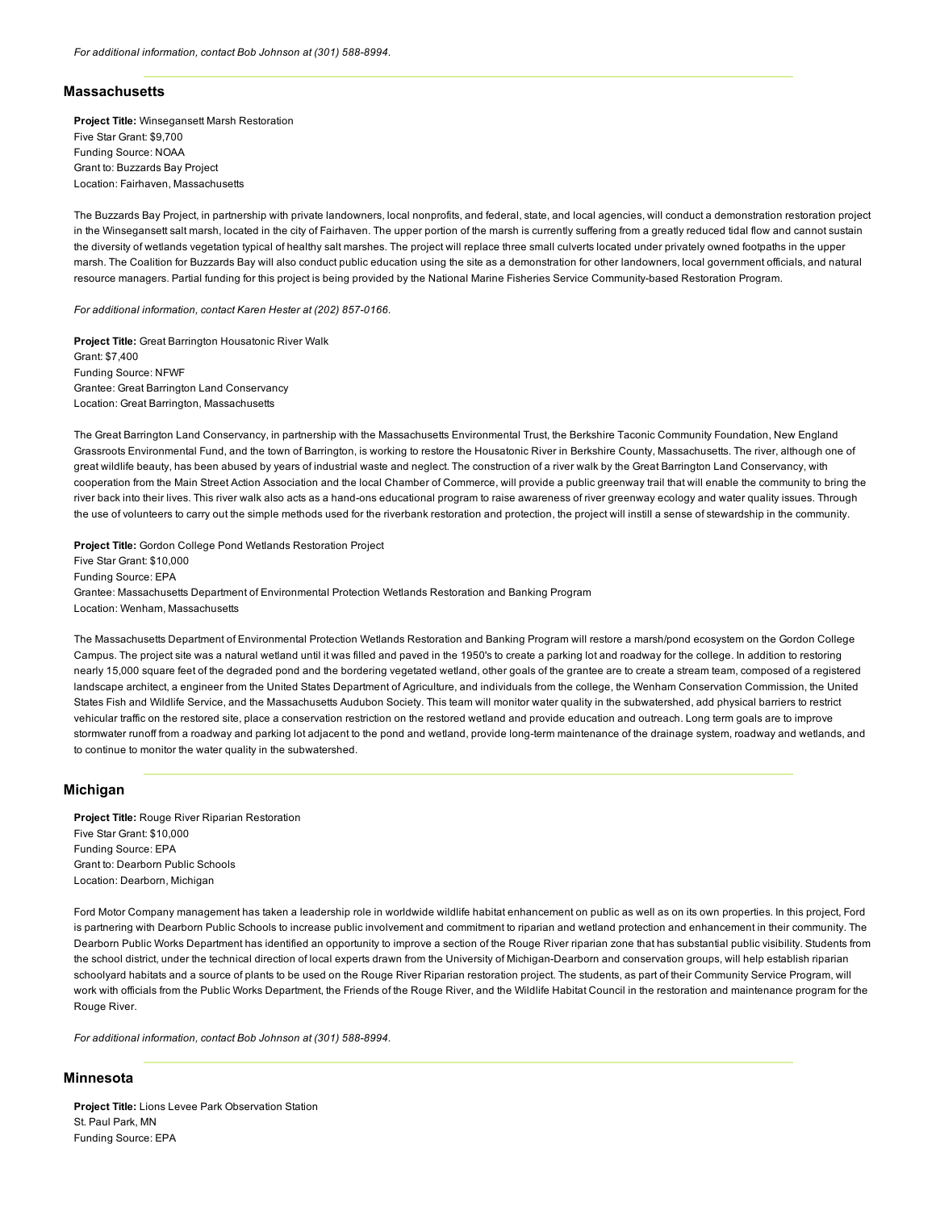*For additional information, contact Bob Johnson at (301) 588-8994.*

## Massachusetts

**Project Title:** Winsegansett Marsh Restoration
Five Star Grant: $9,700
Funding Source: NOAA
Grant to: Buzzards Bay Project
Location: Fairhaven, Massachusetts

The Buzzards Bay Project, in partnership with private landowners, local nonprofits, and federal, state, and local agencies, will conduct a demonstration restoration project in the Winsegansett salt marsh, located in the city of Fairhaven. The upper portion of the marsh is currently suffering from a greatly reduced tidal flow and cannot sustain the diversity of wetlands vegetation typical of healthy salt marshes. The project will replace three small culverts located under privately owned footpaths in the upper marsh. The Coalition for Buzzards Bay will also conduct public education using the site as a demonstration for other landowners, local government officials, and natural resource managers. Partial funding for this project is being provided by the National Marine Fisheries Service Community-based Restoration Program.

*For additional information, contact Karen Hester at (202) 857-0166.*

**Project Title:** Great Barrington Housatonic River Walk
Grant: $7,400
Funding Source: NFWF
Grantee: Great Barrington Land Conservancy
Location: Great Barrington, Massachusetts

The Great Barrington Land Conservancy, in partnership with the Massachusetts Environmental Trust, the Berkshire Taconic Community Foundation, New England Grassroots Environmental Fund, and the town of Barrington, is working to restore the Housatonic River in Berkshire County, Massachusetts. The river, although one of great wildlife beauty, has been abused by years of industrial waste and neglect. The construction of a river walk by the Great Barrington Land Conservancy, with cooperation from the Main Street Action Association and the local Chamber of Commerce, will provide a public greenway trail that will enable the community to bring the river back into their lives. This river walk also acts as a hand-ons educational program to raise awareness of river greenway ecology and water quality issues. Through the use of volunteers to carry out the simple methods used for the riverbank restoration and protection, the project will instill a sense of stewardship in the community.

**Project Title:** Gordon College Pond Wetlands Restoration Project
Five Star Grant: $10,000
Funding Source: EPA
Grantee: Massachusetts Department of Environmental Protection Wetlands Restoration and Banking Program
Location: Wenham, Massachusetts

The Massachusetts Department of Environmental Protection Wetlands Restoration and Banking Program will restore a marsh/pond ecosystem on the Gordon College Campus. The project site was a natural wetland until it was filled and paved in the 1950's to create a parking lot and roadway for the college. In addition to restoring nearly 15,000 square feet of the degraded pond and the bordering vegetated wetland, other goals of the grantee are to create a stream team, composed of a registered landscape architect, a engineer from the United States Department of Agriculture, and individuals from the college, the Wenham Conservation Commission, the United States Fish and Wildlife Service, and the Massachusetts Audubon Society. This team will monitor water quality in the subwatershed, add physical barriers to restrict vehicular traffic on the restored site, place a conservation restriction on the restored wetland and provide education and outreach. Long term goals are to improve stormwater runoff from a roadway and parking lot adjacent to the pond and wetland, provide long-term maintenance of the drainage system, roadway and wetlands, and to continue to monitor the water quality in the subwatershed.

## Michigan

**Project Title:** Rouge River Riparian Restoration
Five Star Grant: $10,000
Funding Source: EPA
Grant to: Dearborn Public Schools
Location: Dearborn, Michigan

Ford Motor Company management has taken a leadership role in worldwide wildlife habitat enhancement on public as well as on its own properties. In this project, Ford is partnering with Dearborn Public Schools to increase public involvement and commitment to riparian and wetland protection and enhancement in their community. The Dearborn Public Works Department has identified an opportunity to improve a section of the Rouge River riparian zone that has substantial public visibility. Students from the school district, under the technical direction of local experts drawn from the University of Michigan-Dearborn and conservation groups, will help establish riparian schoolyard habitats and a source of plants to be used on the Rouge River Riparian restoration project. The students, as part of their Community Service Program, will work with officials from the Public Works Department, the Friends of the Rouge River, and the Wildlife Habitat Council in the restoration and maintenance program for the Rouge River.

*For additional information, contact Bob Johnson at (301) 588-8994.*

## Minnesota

**Project Title:** Lions Levee Park Observation Station
St. Paul Park, MN
Funding Source: EPA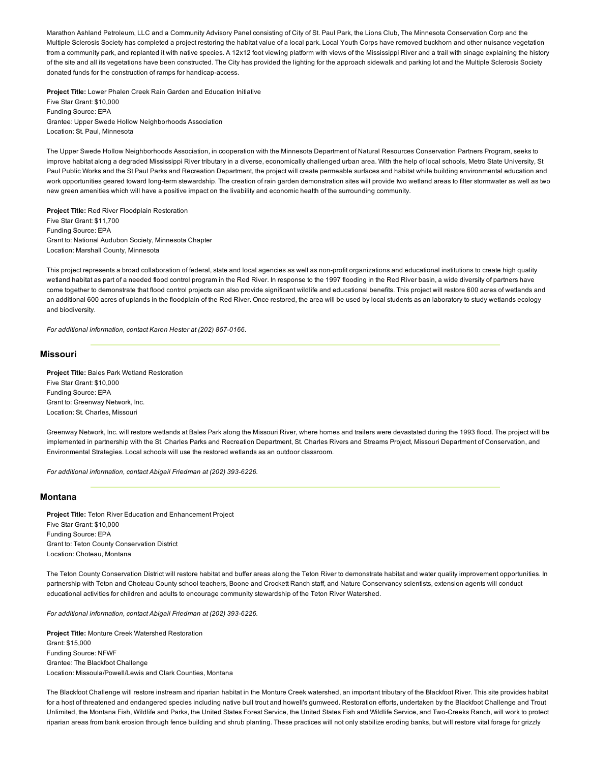Marathon Ashland Petroleum, LLC and a Community Advisory Panel consisting of City of St. Paul Park, the Lions Club, The Minnesota Conservation Corp and the Multiple Sclerosis Society has completed a project restoring the habitat value of a local park. Local Youth Corps have removed buckhorn and other nuisance vegetation from a community park, and replanted it with native species. A 12x12 foot viewing platform with views of the Mississippi River and a trail with sinage explaining the history of the site and all its vegetations have been constructed. The City has provided the lighting for the approach sidewalk and parking lot and the Multiple Sclerosis Society donated funds for the construction of ramps for handicap-access.

**Project Title:** Lower Phalen Creek Rain Garden and Education Initiative
Five Star Grant: $10,000
Funding Source: EPA
Grantee: Upper Swede Hollow Neighborhoods Association
Location: St. Paul, Minnesota

The Upper Swede Hollow Neighborhoods Association, in cooperation with the Minnesota Department of Natural Resources Conservation Partners Program, seeks to improve habitat along a degraded Mississippi River tributary in a diverse, economically challenged urban area. With the help of local schools, Metro State University, St Paul Public Works and the St Paul Parks and Recreation Department, the project will create permeable surfaces and habitat while building environmental education and work opportunities geared toward long-term stewardship. The creation of rain garden demonstration sites will provide two wetland areas to filter stormwater as well as two new green amenities which will have a positive impact on the livability and economic health of the surrounding community.

**Project Title:** Red River Floodplain Restoration
Five Star Grant: $11,700
Funding Source: EPA
Grant to: National Audubon Society, Minnesota Chapter
Location: Marshall County, Minnesota

This project represents a broad collaboration of federal, state and local agencies as well as non-profit organizations and educational institutions to create high quality wetland habitat as part of a needed flood control program in the Red River. In response to the 1997 flooding in the Red River basin, a wide diversity of partners have come together to demonstrate that flood control projects can also provide significant wildlife and educational benefits. This project will restore 600 acres of wetlands and an additional 600 acres of uplands in the floodplain of the Red River. Once restored, the area will be used by local students as an laboratory to study wetlands ecology and biodiversity.

*For additional information, contact Karen Hester at (202) 857-0166.*

## Missouri

**Project Title:** Bales Park Wetland Restoration
Five Star Grant: $10,000
Funding Source: EPA
Grant to: Greenway Network, Inc.
Location: St. Charles, Missouri

Greenway Network, Inc. will restore wetlands at Bales Park along the Missouri River, where homes and trailers were devastated during the 1993 flood. The project will be implemented in partnership with the St. Charles Parks and Recreation Department, St. Charles Rivers and Streams Project, Missouri Department of Conservation, and Environmental Strategies. Local schools will use the restored wetlands as an outdoor classroom.

*For additional information, contact Abigail Friedman at (202) 393-6226.*

## Montana

**Project Title:** Teton River Education and Enhancement Project
Five Star Grant: $10,000
Funding Source: EPA
Grant to: Teton County Conservation District
Location: Choteau, Montana

The Teton County Conservation District will restore habitat and buffer areas along the Teton River to demonstrate habitat and water quality improvement opportunities. In partnership with Teton and Choteau County school teachers, Boone and Crockett Ranch staff, and Nature Conservancy scientists, extension agents will conduct educational activities for children and adults to encourage community stewardship of the Teton River Watershed.

*For additional information, contact Abigail Friedman at (202) 393-6226.*

**Project Title:** Monture Creek Watershed Restoration
Grant: $15,000
Funding Source: NFWF
Grantee: The Blackfoot Challenge
Location: Missoula/Powell/Lewis and Clark Counties, Montana

The Blackfoot Challenge will restore instream and riparian habitat in the Monture Creek watershed, an important tributary of the Blackfoot River. This site provides habitat for a host of threatened and endangered species including native bull trout and howell's gumweed. Restoration efforts, undertaken by the Blackfoot Challenge and Trout Unlimited, the Montana Fish, Wildlife and Parks, the United States Forest Service, the United States Fish and Wildlife Service, and Two-Creeks Ranch, will work to protect riparian areas from bank erosion through fence building and shrub planting. These practices will not only stabilize eroding banks, but will restore vital forage for grizzly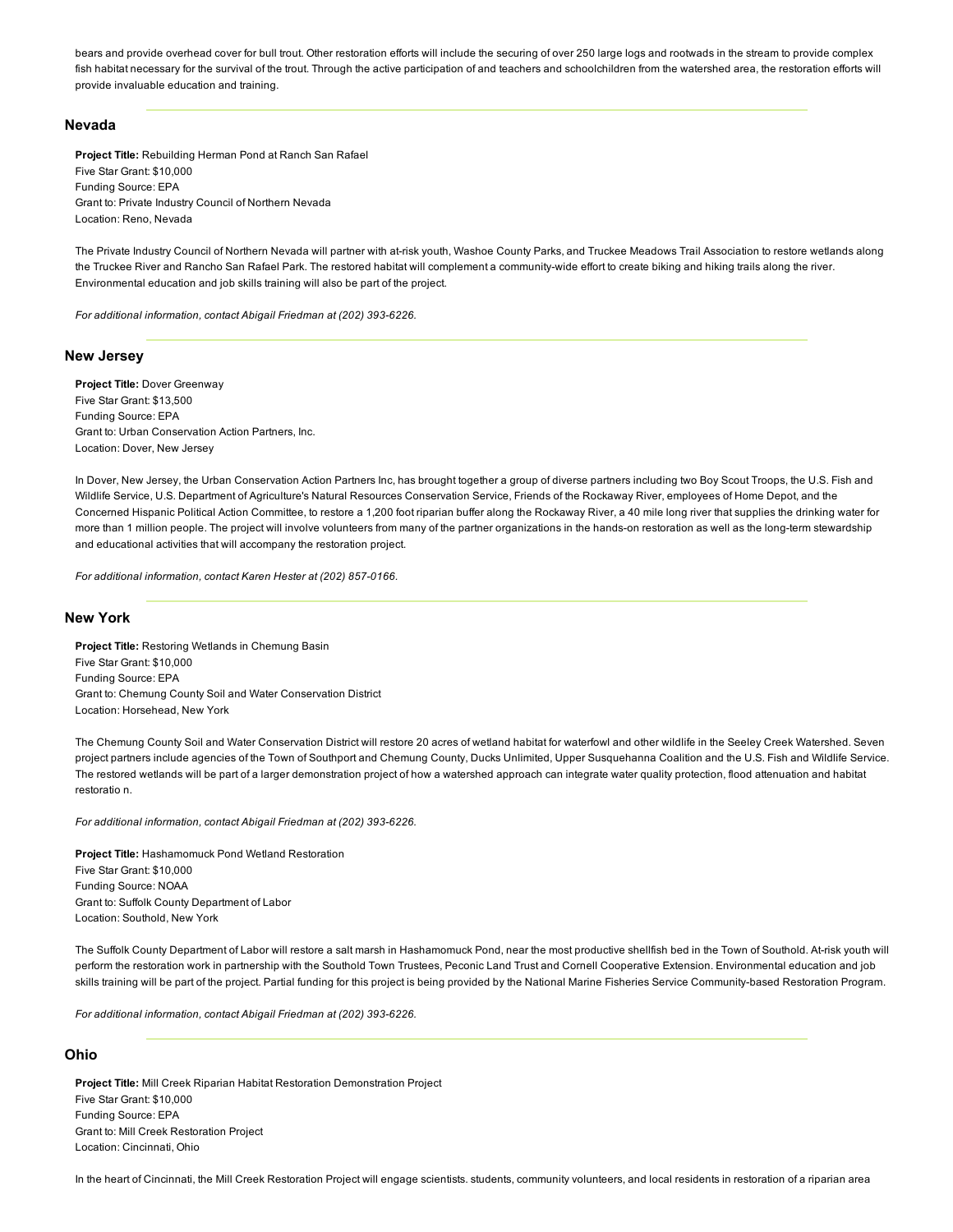bears and provide overhead cover for bull trout. Other restoration efforts will include the securing of over 250 large logs and rootwads in the stream to provide complex fish habitat necessary for the survival of the trout. Through the active participation of and teachers and schoolchildren from the watershed area, the restoration efforts will provide invaluable education and training.

---

## Nevada

**Project Title:** Rebuilding Herman Pond at Ranch San Rafael
Five Star Grant: $10,000
Funding Source: EPA
Grant to: Private Industry Council of Northern Nevada
Location: Reno, Nevada

The Private Industry Council of Northern Nevada will partner with at-risk youth, Washoe County Parks, and Truckee Meadows Trail Association to restore wetlands along the Truckee River and Rancho San Rafael Park. The restored habitat will complement a community-wide effort to create biking and hiking trails along the river. Environmental education and job skills training will also be part of the project.

*For additional information, contact Abigail Friedman at (202) 393-6226.*

---

## New Jersey

**Project Title:** Dover Greenway
Five Star Grant: $13,500
Funding Source: EPA
Grant to: Urban Conservation Action Partners, Inc.
Location: Dover, New Jersey

In Dover, New Jersey, the Urban Conservation Action Partners Inc, has brought together a group of diverse partners including two Boy Scout Troops, the U.S. Fish and Wildlife Service, U.S. Department of Agriculture's Natural Resources Conservation Service, Friends of the Rockaway River, employees of Home Depot, and the Concerned Hispanic Political Action Committee, to restore a 1,200 foot riparian buffer along the Rockaway River, a 40 mile long river that supplies the drinking water for more than 1 million people. The project will involve volunteers from many of the partner organizations in the hands-on restoration as well as the long-term stewardship and educational activities that will accompany the restoration project.

*For additional information, contact Karen Hester at (202) 857-0166.*

---

## New York

**Project Title:** Restoring Wetlands in Chemung Basin
Five Star Grant: $10,000
Funding Source: EPA
Grant to: Chemung County Soil and Water Conservation District
Location: Horsehead, New York

The Chemung County Soil and Water Conservation District will restore 20 acres of wetland habitat for waterfowl and other wildlife in the Seeley Creek Watershed. Seven project partners include agencies of the Town of Southport and Chemung County, Ducks Unlimited, Upper Susquehanna Coalition and the U.S. Fish and Wildlife Service. The restored wetlands will be part of a larger demonstration project of how a watershed approach can integrate water quality protection, flood attenuation and habitat restoratio n.

*For additional information, contact Abigail Friedman at (202) 393-6226.*

**Project Title:** Hashamomuck Pond Wetland Restoration
Five Star Grant: $10,000
Funding Source: NOAA
Grant to: Suffolk County Department of Labor
Location: Southold, New York

The Suffolk County Department of Labor will restore a salt marsh in Hashamomuck Pond, near the most productive shellfish bed in the Town of Southold. At-risk youth will perform the restoration work in partnership with the Southold Town Trustees, Peconic Land Trust and Cornell Cooperative Extension. Environmental education and job skills training will be part of the project. Partial funding for this project is being provided by the National Marine Fisheries Service Community-based Restoration Program.

*For additional information, contact Abigail Friedman at (202) 393-6226.*

---

## Ohio

**Project Title:** Mill Creek Riparian Habitat Restoration Demonstration Project
Five Star Grant: $10,000
Funding Source: EPA
Grant to: Mill Creek Restoration Project
Location: Cincinnati, Ohio

In the heart of Cincinnati, the Mill Creek Restoration Project will engage scientists. students, community volunteers, and local residents in restoration of a riparian area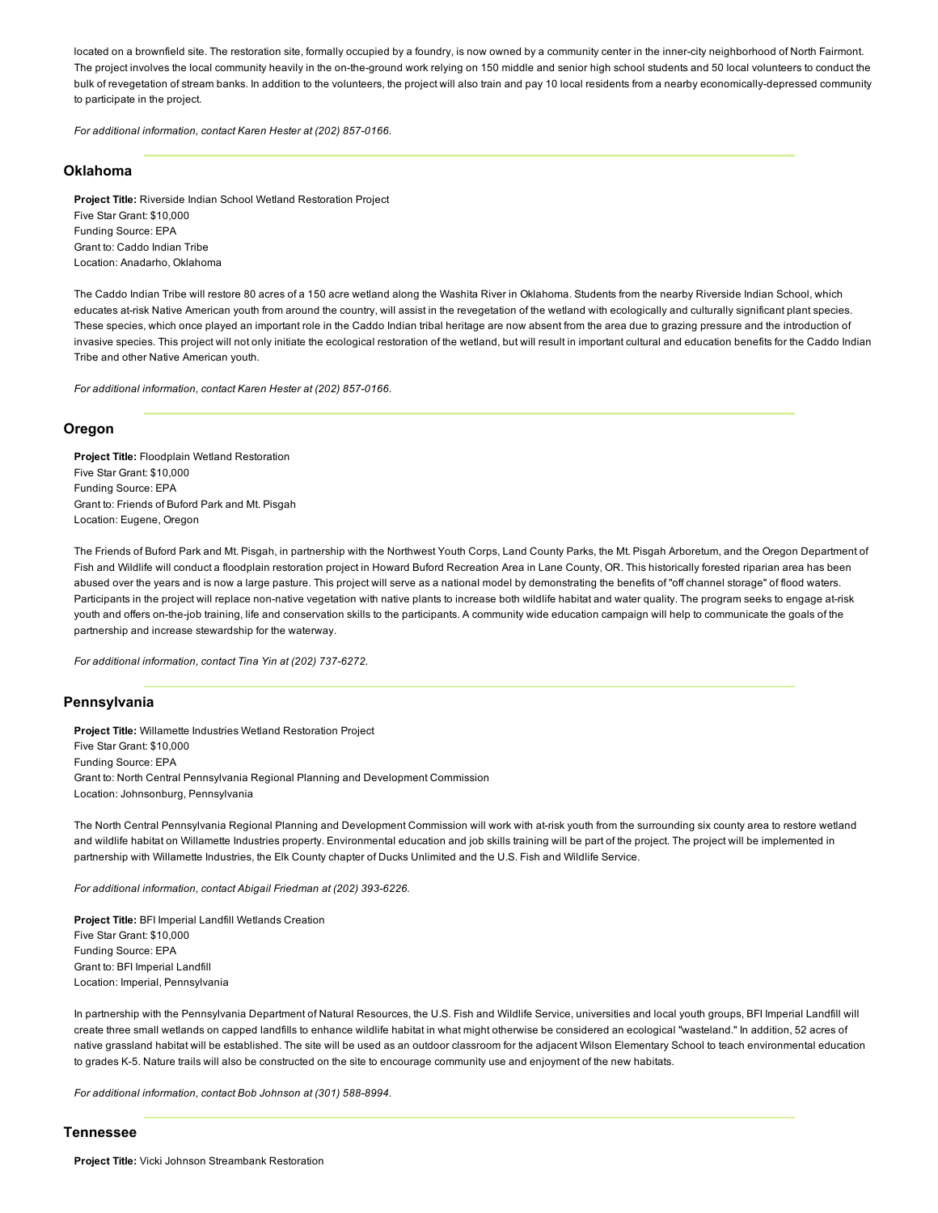located on a brownfield site. The restoration site, formally occupied by a foundry, is now owned by a community center in the inner-city neighborhood of North Fairmont. The project involves the local community heavily in the on-the-ground work relying on 150 middle and senior high school students and 50 local volunteers to conduct the bulk of revegetation of stream banks. In addition to the volunteers, the project will also train and pay 10 local residents from a nearby economically-depressed community to participate in the project.

*For additional information, contact Karen Hester at (202) 857-0166.*

## Oklahoma

**Project Title:** Riverside Indian School Wetland Restoration Project
Five Star Grant: $10,000
Funding Source: EPA
Grant to: Caddo Indian Tribe
Location: Anadarho, Oklahoma

The Caddo Indian Tribe will restore 80 acres of a 150 acre wetland along the Washita River in Oklahoma. Students from the nearby Riverside Indian School, which educates at-risk Native American youth from around the country, will assist in the revegetation of the wetland with ecologically and culturally significant plant species. These species, which once played an important role in the Caddo Indian tribal heritage are now absent from the area due to grazing pressure and the introduction of invasive species. This project will not only initiate the ecological restoration of the wetland, but will result in important cultural and education benefits for the Caddo Indian Tribe and other Native American youth.

*For additional information, contact Karen Hester at (202) 857-0166.*

## Oregon

**Project Title:** Floodplain Wetland Restoration
Five Star Grant: $10,000
Funding Source: EPA
Grant to: Friends of Buford Park and Mt. Pisgah
Location: Eugene, Oregon

The Friends of Buford Park and Mt. Pisgah, in partnership with the Northwest Youth Corps, Land County Parks, the Mt. Pisgah Arboretum, and the Oregon Department of Fish and Wildlife will conduct a floodplain restoration project in Howard Buford Recreation Area in Lane County, OR. This historically forested riparian area has been abused over the years and is now a large pasture. This project will serve as a national model by demonstrating the benefits of "off channel storage" of flood waters. Participants in the project will replace non-native vegetation with native plants to increase both wildlife habitat and water quality. The program seeks to engage at-risk youth and offers on-the-job training, life and conservation skills to the participants. A community wide education campaign will help to communicate the goals of the partnership and increase stewardship for the waterway.

*For additional information, contact Tina Yin at (202) 737-6272.*

## Pennsylvania

**Project Title:** Willamette Industries Wetland Restoration Project
Five Star Grant: $10,000
Funding Source: EPA
Grant to: North Central Pennsylvania Regional Planning and Development Commission
Location: Johnsonburg, Pennsylvania

The North Central Pennsylvania Regional Planning and Development Commission will work with at-risk youth from the surrounding six county area to restore wetland and wildlife habitat on Willamette Industries property. Environmental education and job skills training will be part of the project. The project will be implemented in partnership with Willamette Industries, the Elk County chapter of Ducks Unlimited and the U.S. Fish and Wildlife Service.

*For additional information, contact Abigail Friedman at (202) 393-6226.*

**Project Title:** BFI Imperial Landfill Wetlands Creation
Five Star Grant: $10,000
Funding Source: EPA
Grant to: BFI Imperial Landfill
Location: Imperial, Pennsylvania

In partnership with the Pennsylvania Department of Natural Resources, the U.S. Fish and Wildlife Service, universities and local youth groups, BFI Imperial Landfill will create three small wetlands on capped landfills to enhance wildlife habitat in what might otherwise be considered an ecological "wasteland." In addition, 52 acres of native grassland habitat will be established. The site will be used as an outdoor classroom for the adjacent Wilson Elementary School to teach environmental education to grades K-5. Nature trails will also be constructed on the site to encourage community use and enjoyment of the new habitats.

*For additional information, contact Bob Johnson at (301) 588-8994.*

## Tennessee

**Project Title:** Vicki Johnson Streambank Restoration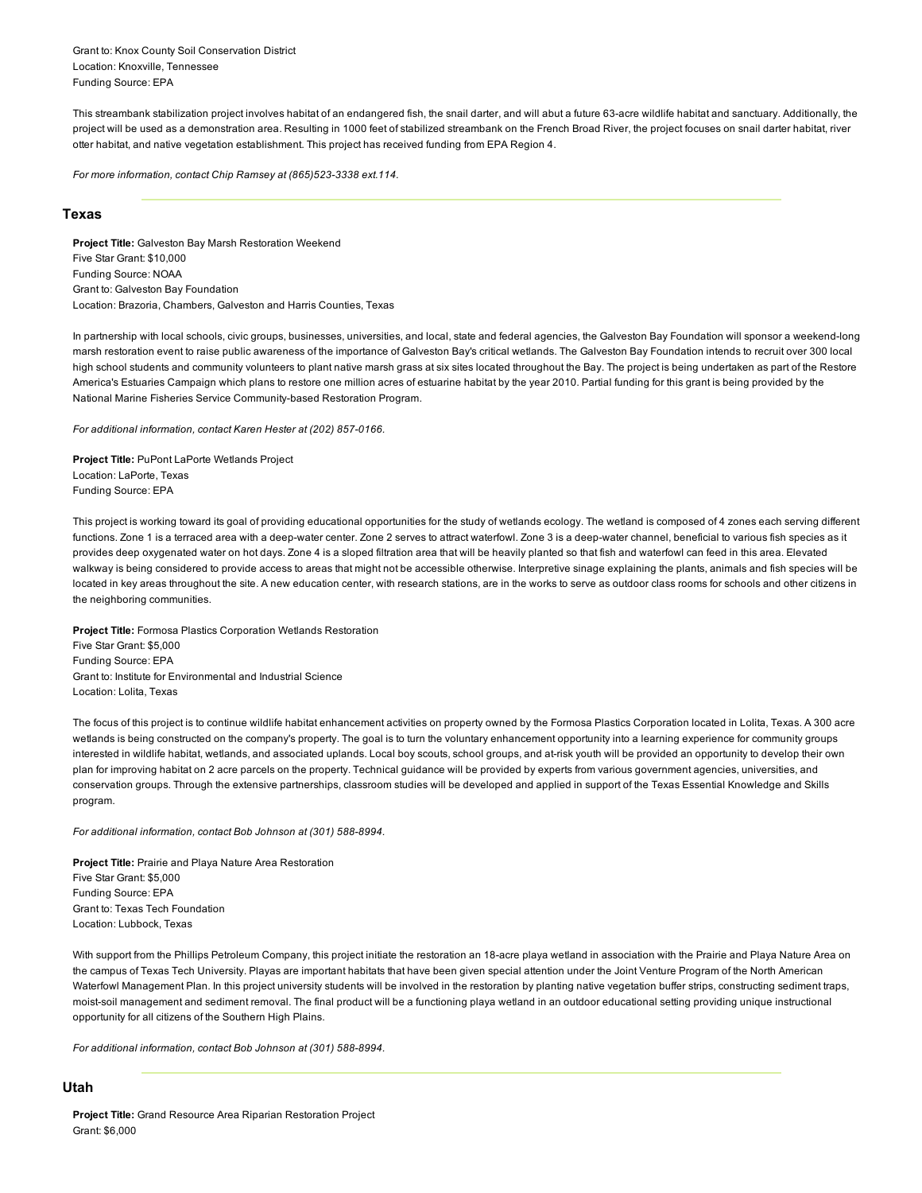Grant to: Knox County Soil Conservation District
Location: Knoxville, Tennessee
Funding Source: EPA

This streambank stabilization project involves habitat of an endangered fish, the snail darter, and will abut a future 63-acre wildlife habitat and sanctuary. Additionally, the project will be used as a demonstration area. Resulting in 1000 feet of stabilized streambank on the French Broad River, the project focuses on snail darter habitat, river otter habitat, and native vegetation establishment. This project has received funding from EPA Region 4.

*For more information, contact Chip Ramsey at (865)523-3338 ext.114.*

## Texas

**Project Title:** Galveston Bay Marsh Restoration Weekend
Five Star Grant: $10,000
Funding Source: NOAA
Grant to: Galveston Bay Foundation
Location: Brazoria, Chambers, Galveston and Harris Counties, Texas

In partnership with local schools, civic groups, businesses, universities, and local, state and federal agencies, the Galveston Bay Foundation will sponsor a weekend-long marsh restoration event to raise public awareness of the importance of Galveston Bay's critical wetlands. The Galveston Bay Foundation intends to recruit over 300 local high school students and community volunteers to plant native marsh grass at six sites located throughout the Bay. The project is being undertaken as part of the Restore America's Estuaries Campaign which plans to restore one million acres of estuarine habitat by the year 2010. Partial funding for this grant is being provided by the National Marine Fisheries Service Community-based Restoration Program.

*For additional information, contact Karen Hester at (202) 857-0166.*

**Project Title:** PuPont LaPorte Wetlands Project
Location: LaPorte, Texas
Funding Source: EPA

This project is working toward its goal of providing educational opportunities for the study of wetlands ecology. The wetland is composed of 4 zones each serving different functions. Zone 1 is a terraced area with a deep-water center. Zone 2 serves to attract waterfowl. Zone 3 is a deep-water channel, beneficial to various fish species as it provides deep oxygenated water on hot days. Zone 4 is a sloped filtration area that will be heavily planted so that fish and waterfowl can feed in this area. Elevated walkway is being considered to provide access to areas that might not be accessible otherwise. Interpretive sinage explaining the plants, animals and fish species will be located in key areas throughout the site. A new education center, with research stations, are in the works to serve as outdoor class rooms for schools and other citizens in the neighboring communities.

**Project Title:** Formosa Plastics Corporation Wetlands Restoration
Five Star Grant: $5,000
Funding Source: EPA
Grant to: Institute for Environmental and Industrial Science
Location: Lolita, Texas

The focus of this project is to continue wildlife habitat enhancement activities on property owned by the Formosa Plastics Corporation located in Lolita, Texas. A 300 acre wetlands is being constructed on the company's property. The goal is to turn the voluntary enhancement opportunity into a learning experience for community groups interested in wildlife habitat, wetlands, and associated uplands. Local boy scouts, school groups, and at-risk youth will be provided an opportunity to develop their own plan for improving habitat on 2 acre parcels on the property. Technical guidance will be provided by experts from various government agencies, universities, and conservation groups. Through the extensive partnerships, classroom studies will be developed and applied in support of the Texas Essential Knowledge and Skills program.

*For additional information, contact Bob Johnson at (301) 588-8994.*

**Project Title:** Prairie and Playa Nature Area Restoration
Five Star Grant: $5,000
Funding Source: EPA
Grant to: Texas Tech Foundation
Location: Lubbock, Texas

With support from the Phillips Petroleum Company, this project initiate the restoration an 18-acre playa wetland in association with the Prairie and Playa Nature Area on the campus of Texas Tech University. Playas are important habitats that have been given special attention under the Joint Venture Program of the North American Waterfowl Management Plan. In this project university students will be involved in the restoration by planting native vegetation buffer strips, constructing sediment traps, moist-soil management and sediment removal. The final product will be a functioning playa wetland in an outdoor educational setting providing unique instructional opportunity for all citizens of the Southern High Plains.

*For additional information, contact Bob Johnson at (301) 588-8994.*

## Utah

**Project Title:** Grand Resource Area Riparian Restoration Project
Grant: $6,000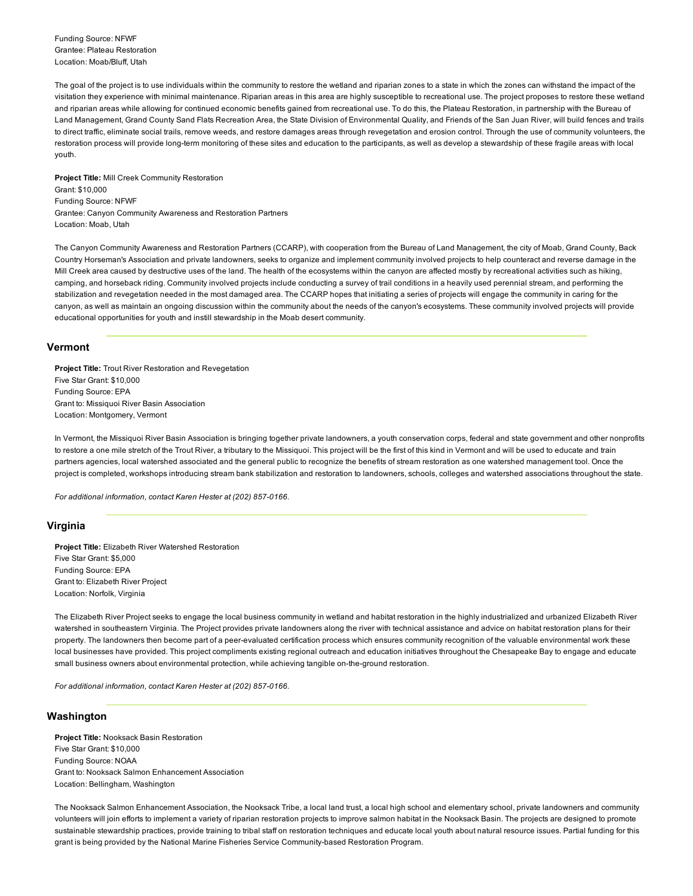Funding Source: NFWF
Grantee: Plateau Restoration
Location: Moab/Bluff, Utah

The goal of the project is to use individuals within the community to restore the wetland and riparian zones to a state in which the zones can withstand the impact of the visitation they experience with minimal maintenance. Riparian areas in this area are highly susceptible to recreational use. The project proposes to restore these wetland and riparian areas while allowing for continued economic benefits gained from recreational use. To do this, the Plateau Restoration, in partnership with the Bureau of Land Management, Grand County Sand Flats Recreation Area, the State Division of Environmental Quality, and Friends of the San Juan River, will build fences and trails to direct traffic, eliminate social trails, remove weeds, and restore damages areas through revegetation and erosion control. Through the use of community volunteers, the restoration process will provide long-term monitoring of these sites and education to the participants, as well as develop a stewardship of these fragile areas with local youth.

**Project Title:** Mill Creek Community Restoration
Grant: $10,000
Funding Source: NFWF
Grantee: Canyon Community Awareness and Restoration Partners
Location: Moab, Utah

The Canyon Community Awareness and Restoration Partners (CCARP), with cooperation from the Bureau of Land Management, the city of Moab, Grand County, Back Country Horseman's Association and private landowners, seeks to organize and implement community involved projects to help counteract and reverse damage in the Mill Creek area caused by destructive uses of the land. The health of the ecosystems within the canyon are affected mostly by recreational activities such as hiking, camping, and horseback riding. Community involved projects include conducting a survey of trail conditions in a heavily used perennial stream, and performing the stabilization and revegetation needed in the most damaged area. The CCARP hopes that initiating a series of projects will engage the community in caring for the canyon, as well as maintain an ongoing discussion within the community about the needs of the canyon's ecosystems. These community involved projects will provide educational opportunities for youth and instill stewardship in the Moab desert community.

## Vermont

**Project Title:** Trout River Restoration and Revegetation
Five Star Grant: $10,000
Funding Source: EPA
Grant to: Missiquoi River Basin Association
Location: Montgomery, Vermont

In Vermont, the Missiquoi River Basin Association is bringing together private landowners, a youth conservation corps, federal and state government and other nonprofits to restore a one mile stretch of the Trout River, a tributary to the Missiquoi. This project will be the first of this kind in Vermont and will be used to educate and train partners agencies, local watershed associated and the general public to recognize the benefits of stream restoration as one watershed management tool. Once the project is completed, workshops introducing stream bank stabilization and restoration to landowners, schools, colleges and watershed associations throughout the state.

*For additional information, contact Karen Hester at (202) 857-0166.*

## Virginia

**Project Title:** Elizabeth River Watershed Restoration
Five Star Grant: $5,000
Funding Source: EPA
Grant to: Elizabeth River Project
Location: Norfolk, Virginia

The Elizabeth River Project seeks to engage the local business community in wetland and habitat restoration in the highly industrialized and urbanized Elizabeth River watershed in southeastern Virginia. The Project provides private landowners along the river with technical assistance and advice on habitat restoration plans for their property. The landowners then become part of a peer-evaluated certification process which ensures community recognition of the valuable environmental work these local businesses have provided. This project compliments existing regional outreach and education initiatives throughout the Chesapeake Bay to engage and educate small business owners about environmental protection, while achieving tangible on-the-ground restoration.

*For additional information, contact Karen Hester at (202) 857-0166.*

## Washington

**Project Title:** Nooksack Basin Restoration
Five Star Grant: $10,000
Funding Source: NOAA
Grant to: Nooksack Salmon Enhancement Association
Location: Bellingham, Washington

The Nooksack Salmon Enhancement Association, the Nooksack Tribe, a local land trust, a local high school and elementary school, private landowners and community volunteers will join efforts to implement a variety of riparian restoration projects to improve salmon habitat in the Nooksack Basin. The projects are designed to promote sustainable stewardship practices, provide training to tribal staff on restoration techniques and educate local youth about natural resource issues. Partial funding for this grant is being provided by the National Marine Fisheries Service Community-based Restoration Program.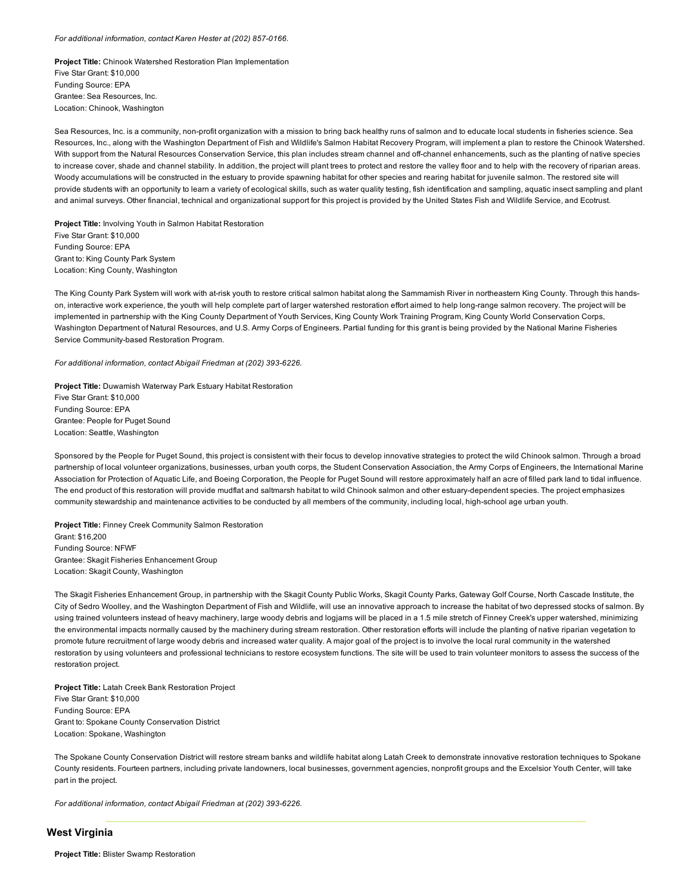*For additional information, contact Karen Hester at (202) 857-0166.*

**Project Title:** Chinook Watershed Restoration Plan Implementation
Five Star Grant: $10,000
Funding Source: EPA
Grantee: Sea Resources, Inc.
Location: Chinook, Washington

Sea Resources, Inc. is a community, non-profit organization with a mission to bring back healthy runs of salmon and to educate local students in fisheries science. Sea Resources, Inc., along with the Washington Department of Fish and Wildlife's Salmon Habitat Recovery Program, will implement a plan to restore the Chinook Watershed. With support from the Natural Resources Conservation Service, this plan includes stream channel and off-channel enhancements, such as the planting of native species to increase cover, shade and channel stability. In addition, the project will plant trees to protect and restore the valley floor and to help with the recovery of riparian areas. Woody accumulations will be constructed in the estuary to provide spawning habitat for other species and rearing habitat for juvenile salmon. The restored site will provide students with an opportunity to learn a variety of ecological skills, such as water quality testing, fish identification and sampling, aquatic insect sampling and plant and animal surveys. Other financial, technical and organizational support for this project is provided by the United States Fish and Wildlife Service, and Ecotrust.

**Project Title:** Involving Youth in Salmon Habitat Restoration
Five Star Grant: $10,000
Funding Source: EPA
Grant to: King County Park System
Location: King County, Washington

The King County Park System will work with at-risk youth to restore critical salmon habitat along the Sammamish River in northeastern King County. Through this hands-on, interactive work experience, the youth will help complete part of larger watershed restoration effort aimed to help long-range salmon recovery. The project will be implemented in partnership with the King County Department of Youth Services, King County Work Training Program, King County World Conservation Corps, Washington Department of Natural Resources, and U.S. Army Corps of Engineers. Partial funding for this grant is being provided by the National Marine Fisheries Service Community-based Restoration Program.

*For additional information, contact Abigail Friedman at (202) 393-6226.*

**Project Title:** Duwamish Waterway Park Estuary Habitat Restoration
Five Star Grant: $10,000
Funding Source: EPA
Grantee: People for Puget Sound
Location: Seattle, Washington

Sponsored by the People for Puget Sound, this project is consistent with their focus to develop innovative strategies to protect the wild Chinook salmon. Through a broad partnership of local volunteer organizations, businesses, urban youth corps, the Student Conservation Association, the Army Corps of Engineers, the International Marine Association for Protection of Aquatic Life, and Boeing Corporation, the People for Puget Sound will restore approximately half an acre of filled park land to tidal influence. The end product of this restoration will provide mudflat and saltmarsh habitat to wild Chinook salmon and other estuary-dependent species. The project emphasizes community stewardship and maintenance activities to be conducted by all members of the community, including local, high-school age urban youth.

**Project Title:** Finney Creek Community Salmon Restoration
Grant: $16,200
Funding Source: NFWF
Grantee: Skagit Fisheries Enhancement Group
Location: Skagit County, Washington

The Skagit Fisheries Enhancement Group, in partnership with the Skagit County Public Works, Skagit County Parks, Gateway Golf Course, North Cascade Institute, the City of Sedro Woolley, and the Washington Department of Fish and Wildlife, will use an innovative approach to increase the habitat of two depressed stocks of salmon. By using trained volunteers instead of heavy machinery, large woody debris and logjams will be placed in a 1.5 mile stretch of Finney Creek's upper watershed, minimizing the environmental impacts normally caused by the machinery during stream restoration. Other restoration efforts will include the planting of native riparian vegetation to promote future recruitment of large woody debris and increased water quality. A major goal of the project is to involve the local rural community in the watershed restoration by using volunteers and professional technicians to restore ecosystem functions. The site will be used to train volunteer monitors to assess the success of the restoration project.

**Project Title:** Latah Creek Bank Restoration Project
Five Star Grant: $10,000
Funding Source: EPA
Grant to: Spokane County Conservation District
Location: Spokane, Washington

The Spokane County Conservation District will restore stream banks and wildlife habitat along Latah Creek to demonstrate innovative restoration techniques to Spokane County residents. Fourteen partners, including private landowners, local businesses, government agencies, nonprofit groups and the Excelsior Youth Center, will take part in the project.

*For additional information, contact Abigail Friedman at (202) 393-6226.*

## West Virginia

**Project Title:** Blister Swamp Restoration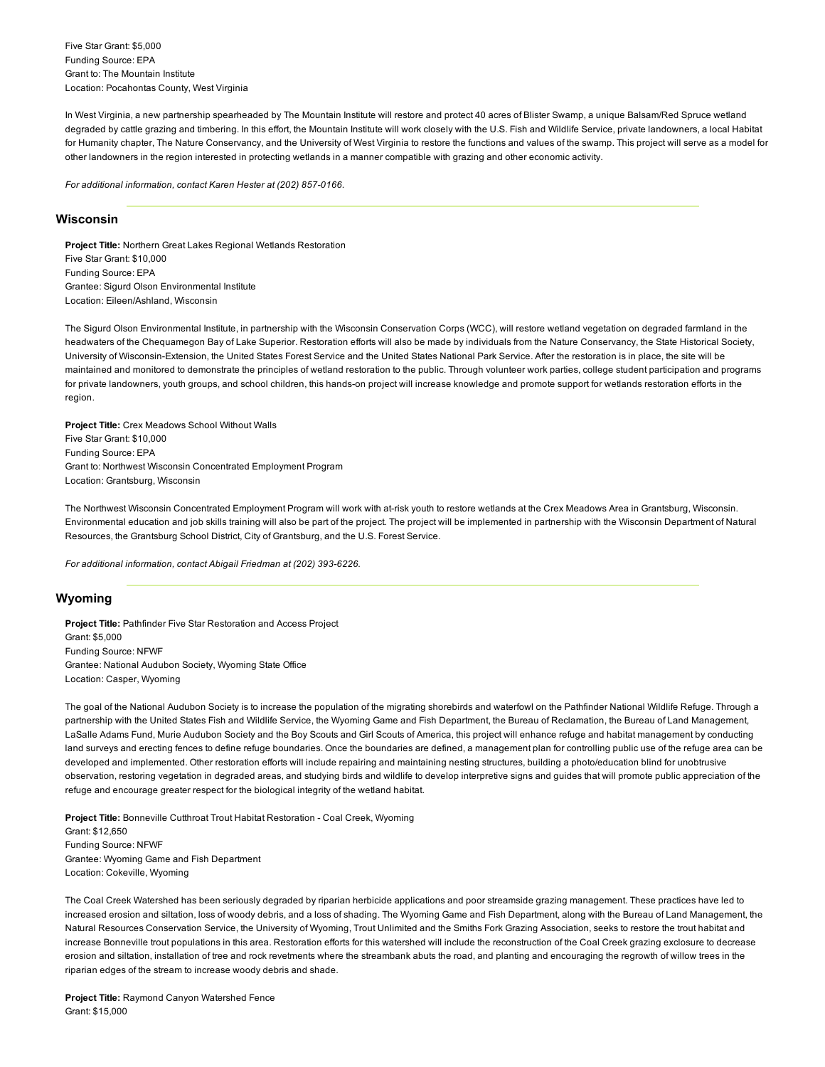Five Star Grant: $5,000
Funding Source: EPA
Grant to: The Mountain Institute
Location: Pocahontas County, West Virginia

In West Virginia, a new partnership spearheaded by The Mountain Institute will restore and protect 40 acres of Blister Swamp, a unique Balsam/Red Spruce wetland degraded by cattle grazing and timbering. In this effort, the Mountain Institute will work closely with the U.S. Fish and Wildlife Service, private landowners, a local Habitat for Humanity chapter, The Nature Conservancy, and the University of West Virginia to restore the functions and values of the swamp. This project will serve as a model for other landowners in the region interested in protecting wetlands in a manner compatible with grazing and other economic activity.

*For additional information, contact Karen Hester at (202) 857-0166.*

## Wisconsin

**Project Title:** Northern Great Lakes Regional Wetlands Restoration
Five Star Grant: $10,000
Funding Source: EPA
Grantee: Sigurd Olson Environmental Institute
Location: Eileen/Ashland, Wisconsin

The Sigurd Olson Environmental Institute, in partnership with the Wisconsin Conservation Corps (WCC), will restore wetland vegetation on degraded farmland in the headwaters of the Chequamegon Bay of Lake Superior. Restoration efforts will also be made by individuals from the Nature Conservancy, the State Historical Society, University of Wisconsin-Extension, the United States Forest Service and the United States National Park Service. After the restoration is in place, the site will be maintained and monitored to demonstrate the principles of wetland restoration to the public. Through volunteer work parties, college student participation and programs for private landowners, youth groups, and school children, this hands-on project will increase knowledge and promote support for wetlands restoration efforts in the region.

**Project Title:** Crex Meadows School Without Walls
Five Star Grant: $10,000
Funding Source: EPA
Grant to: Northwest Wisconsin Concentrated Employment Program
Location: Grantsburg, Wisconsin

The Northwest Wisconsin Concentrated Employment Program will work with at-risk youth to restore wetlands at the Crex Meadows Area in Grantsburg, Wisconsin. Environmental education and job skills training will also be part of the project. The project will be implemented in partnership with the Wisconsin Department of Natural Resources, the Grantsburg School District, City of Grantsburg, and the U.S. Forest Service.

*For additional information, contact Abigail Friedman at (202) 393-6226.*

## Wyoming

**Project Title:** Pathfinder Five Star Restoration and Access Project
Grant: $5,000
Funding Source: NFWF
Grantee: National Audubon Society, Wyoming State Office
Location: Casper, Wyoming

The goal of the National Audubon Society is to increase the population of the migrating shorebirds and waterfowl on the Pathfinder National Wildlife Refuge. Through a partnership with the United States Fish and Wildlife Service, the Wyoming Game and Fish Department, the Bureau of Reclamation, the Bureau of Land Management, LaSalle Adams Fund, Murie Audubon Society and the Boy Scouts and Girl Scouts of America, this project will enhance refuge and habitat management by conducting land surveys and erecting fences to define refuge boundaries. Once the boundaries are defined, a management plan for controlling public use of the refuge area can be developed and implemented. Other restoration efforts will include repairing and maintaining nesting structures, building a photo/education blind for unobtrusive observation, restoring vegetation in degraded areas, and studying birds and wildlife to develop interpretive signs and guides that will promote public appreciation of the refuge and encourage greater respect for the biological integrity of the wetland habitat.

**Project Title:** Bonneville Cutthroat Trout Habitat Restoration - Coal Creek, Wyoming
Grant: $12,650
Funding Source: NFWF
Grantee: Wyoming Game and Fish Department
Location: Cokeville, Wyoming

The Coal Creek Watershed has been seriously degraded by riparian herbicide applications and poor streamside grazing management. These practices have led to increased erosion and siltation, loss of woody debris, and a loss of shading. The Wyoming Game and Fish Department, along with the Bureau of Land Management, the Natural Resources Conservation Service, the University of Wyoming, Trout Unlimited and the Smiths Fork Grazing Association, seeks to restore the trout habitat and increase Bonneville trout populations in this area. Restoration efforts for this watershed will include the reconstruction of the Coal Creek grazing exclosure to decrease erosion and siltation, installation of tree and rock revetments where the streambank abuts the road, and planting and encouraging the regrowth of willow trees in the riparian edges of the stream to increase woody debris and shade.

**Project Title:** Raymond Canyon Watershed Fence
Grant: $15,000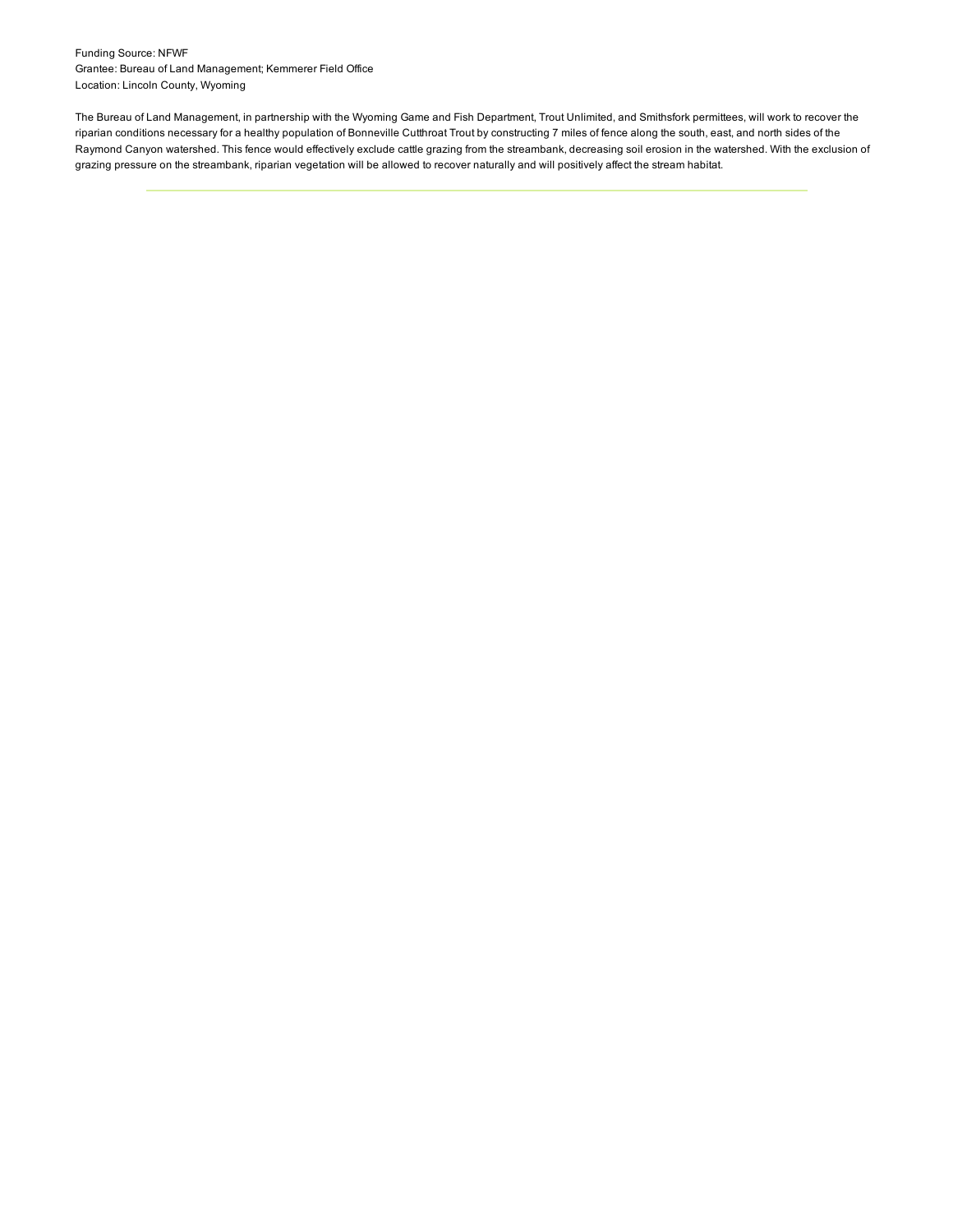Funding Source: NFWF
Grantee: Bureau of Land Management; Kemmerer Field Office
Location: Lincoln County, Wyoming

The Bureau of Land Management, in partnership with the Wyoming Game and Fish Department, Trout Unlimited, and Smithsfork permittees, will work to recover the riparian conditions necessary for a healthy population of Bonneville Cutthroat Trout by constructing 7 miles of fence along the south, east, and north sides of the Raymond Canyon watershed. This fence would effectively exclude cattle grazing from the streambank, decreasing soil erosion in the watershed. With the exclusion of grazing pressure on the streambank, riparian vegetation will be allowed to recover naturally and will positively affect the stream habitat.

---